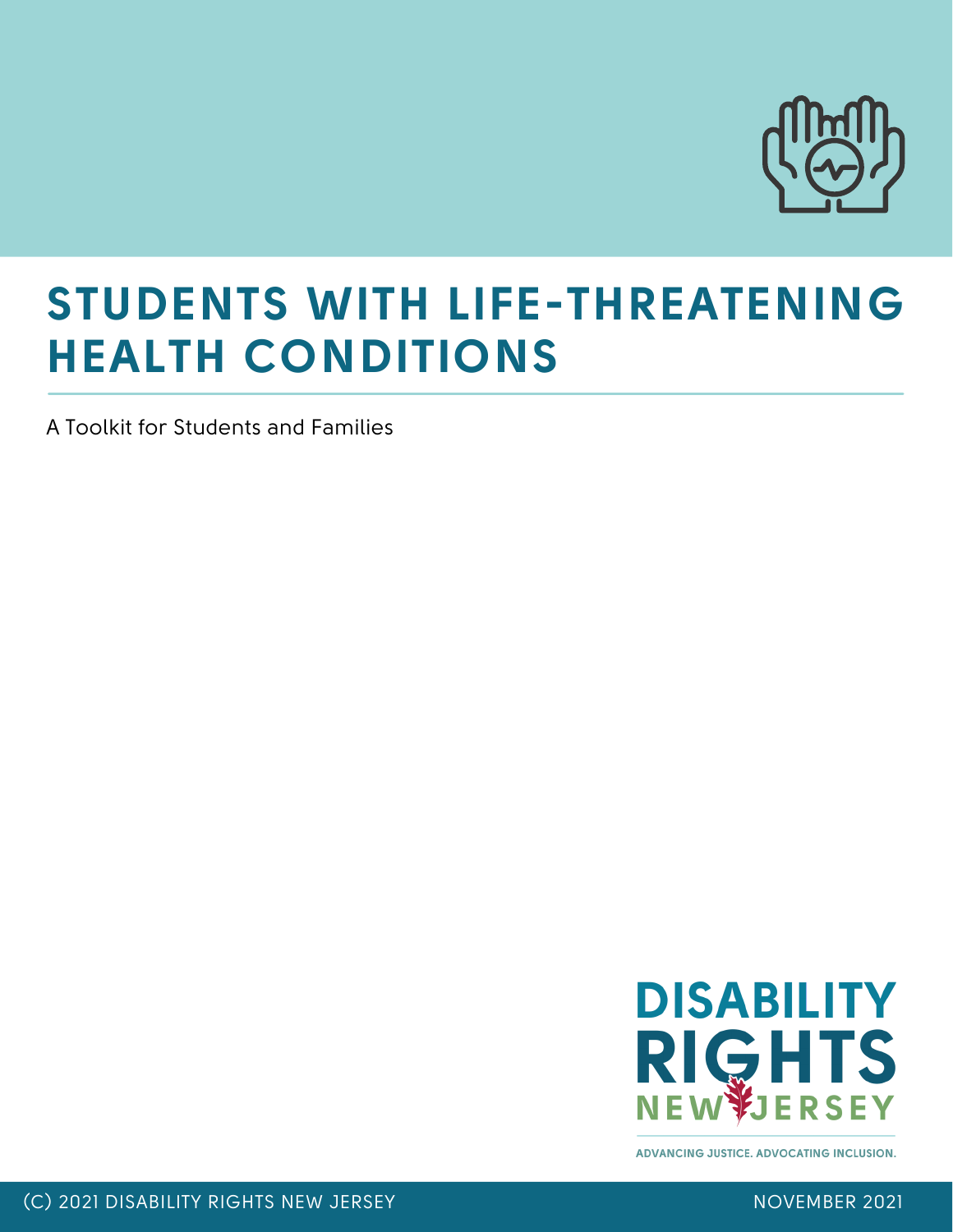# STUDENTS WITH LIFE-THREATENING HEALTH CONDITIONS

A Toolkit for Students and Families

DISABILITY RIGHTS NEW JERSEY

ADVANCING JUSTICE. ADVOCATING INCLUSION.

(C) 2021 DISABILITY RIGHTS NEW JERSEY

NOVEMBER 2021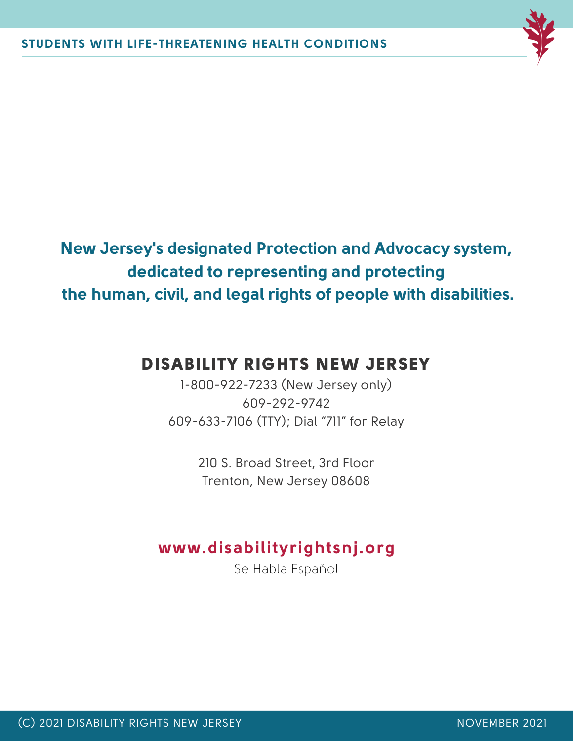**New Jersey's designated Protection and Advocacy system, dedicated to representing and protecting the human, civil, and legal rights of people with disabilities.**

## DISABILITY RIGHTS NEW JERSEY

1-800-922-7233 (New Jersey only)
609-292-9742
609-633-7106 (TTY); Dial "711" for Relay

210 S. Broad Street, 3rd Floor
Trenton, New Jersey 08608

**www.disabilityrightsnj.org**

Se Habla Español

(C) 2021 DISABILITY RIGHTS NEW JERSEY NOVEMBER 2021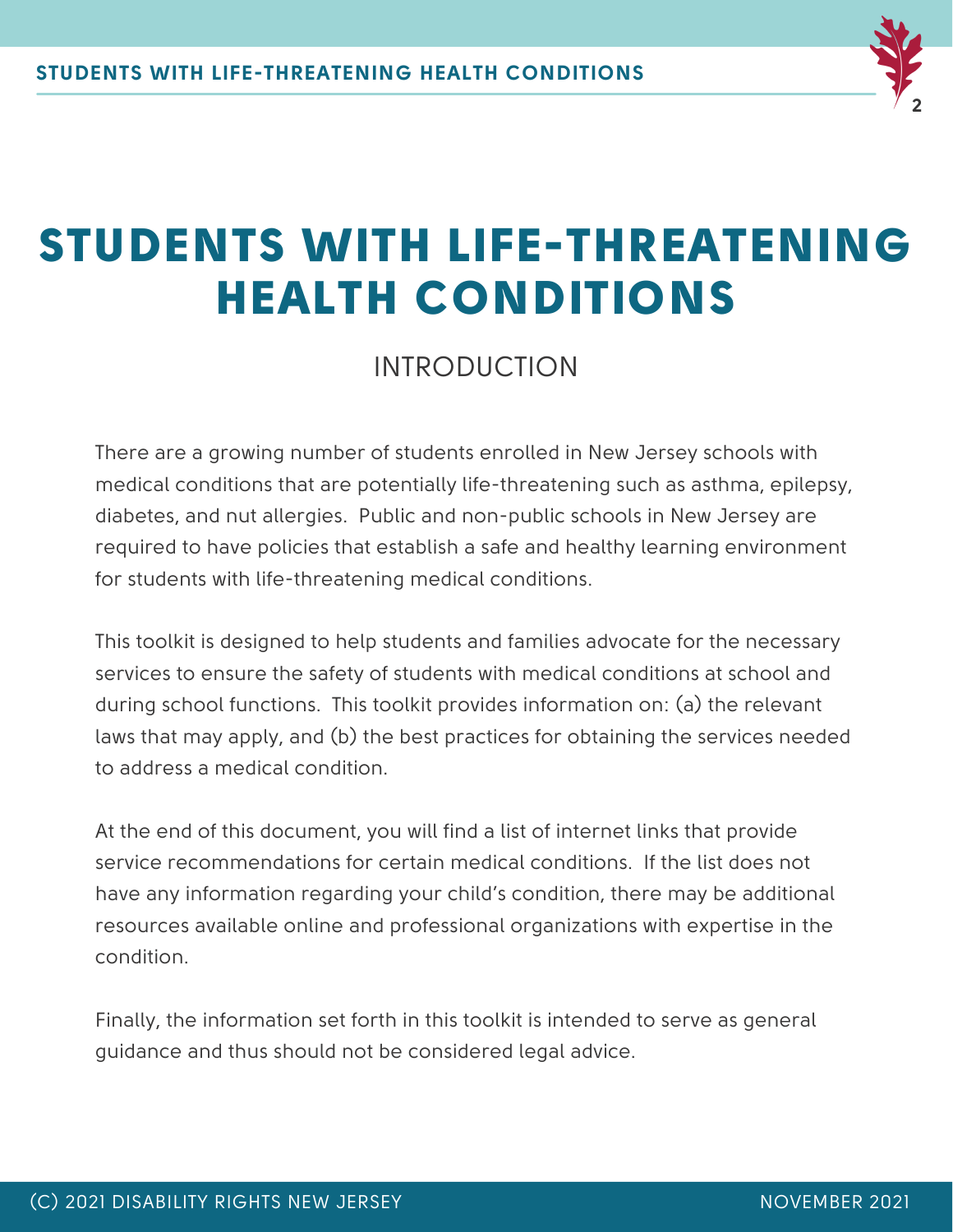# STUDENTS WITH LIFE-THREATENING HEALTH CONDITIONS

## INTRODUCTION

There are a growing number of students enrolled in New Jersey schools with medical conditions that are potentially life-threatening such as asthma, epilepsy, diabetes, and nut allergies. Public and non-public schools in New Jersey are required to have policies that establish a safe and healthy learning environment for students with life-threatening medical conditions.

This toolkit is designed to help students and families advocate for the necessary services to ensure the safety of students with medical conditions at school and during school functions. This toolkit provides information on: (a) the relevant laws that may apply, and (b) the best practices for obtaining the services needed to address a medical condition.

At the end of this document, you will find a list of internet links that provide service recommendations for certain medical conditions. If the list does not have any information regarding your child's condition, there may be additional resources available online and professional organizations with expertise in the condition.

Finally, the information set forth in this toolkit is intended to serve as general guidance and thus should not be considered legal advice.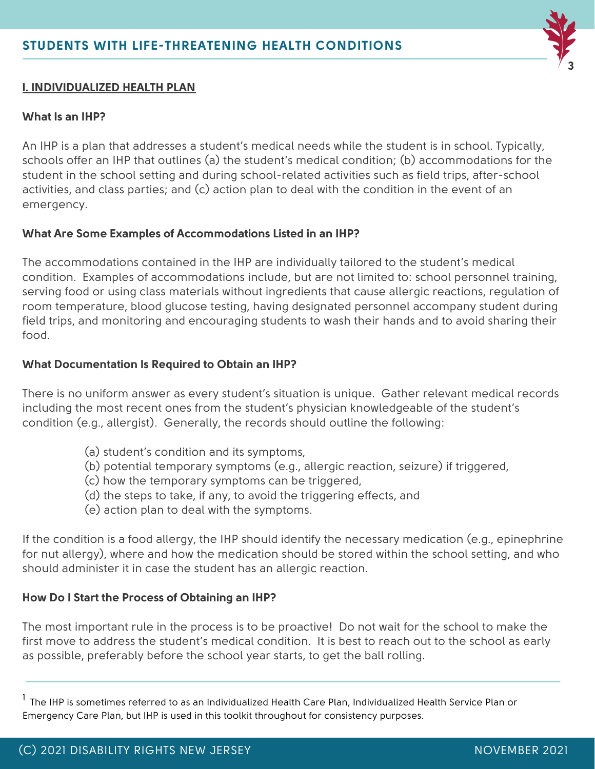## I. INDIVIDUALIZED HEALTH PLAN

### What Is an IHP?

An IHP is a plan that addresses a student's medical needs while the student is in school. Typically, schools offer an IHP that outlines (a) the student's medical condition; (b) accommodations for the student in the school setting and during school-related activities such as field trips, after-school activities, and class parties; and (c) action plan to deal with the condition in the event of an emergency.

### What Are Some Examples of Accommodations Listed in an IHP?

The accommodations contained in the IHP are individually tailored to the student's medical condition. Examples of accommodations include, but are not limited to: school personnel training, serving food or using class materials without ingredients that cause allergic reactions, regulation of room temperature, blood glucose testing, having designated personnel accompany student during field trips, and monitoring and encouraging students to wash their hands and to avoid sharing their food.

### What Documentation Is Required to Obtain an IHP?

There is no uniform answer as every student's situation is unique. Gather relevant medical records including the most recent ones from the student's physician knowledgeable of the student's condition (e.g., allergist). Generally, the records should outline the following:

(a) student's condition and its symptoms,
(b) potential temporary symptoms (e.g., allergic reaction, seizure) if triggered,
(c) how the temporary symptoms can be triggered,
(d) the steps to take, if any, to avoid the triggering effects, and
(e) action plan to deal with the symptoms.

If the condition is a food allergy, the IHP should identify the necessary medication (e.g., epinephrine for nut allergy), where and how the medication should be stored within the school setting, and who should administer it in case the student has an allergic reaction.

### How Do I Start the Process of Obtaining an IHP?

The most important rule in the process is to be proactive! Do not wait for the school to make the first move to address the student's medical condition. It is best to reach out to the school as early as possible, preferably before the school year starts, to get the ball rolling.

---

[1] The IHP is sometimes referred to as an Individualized Health Care Plan, Individualized Health Service Plan or Emergency Care Plan, but IHP is used in this toolkit throughout for consistency purposes.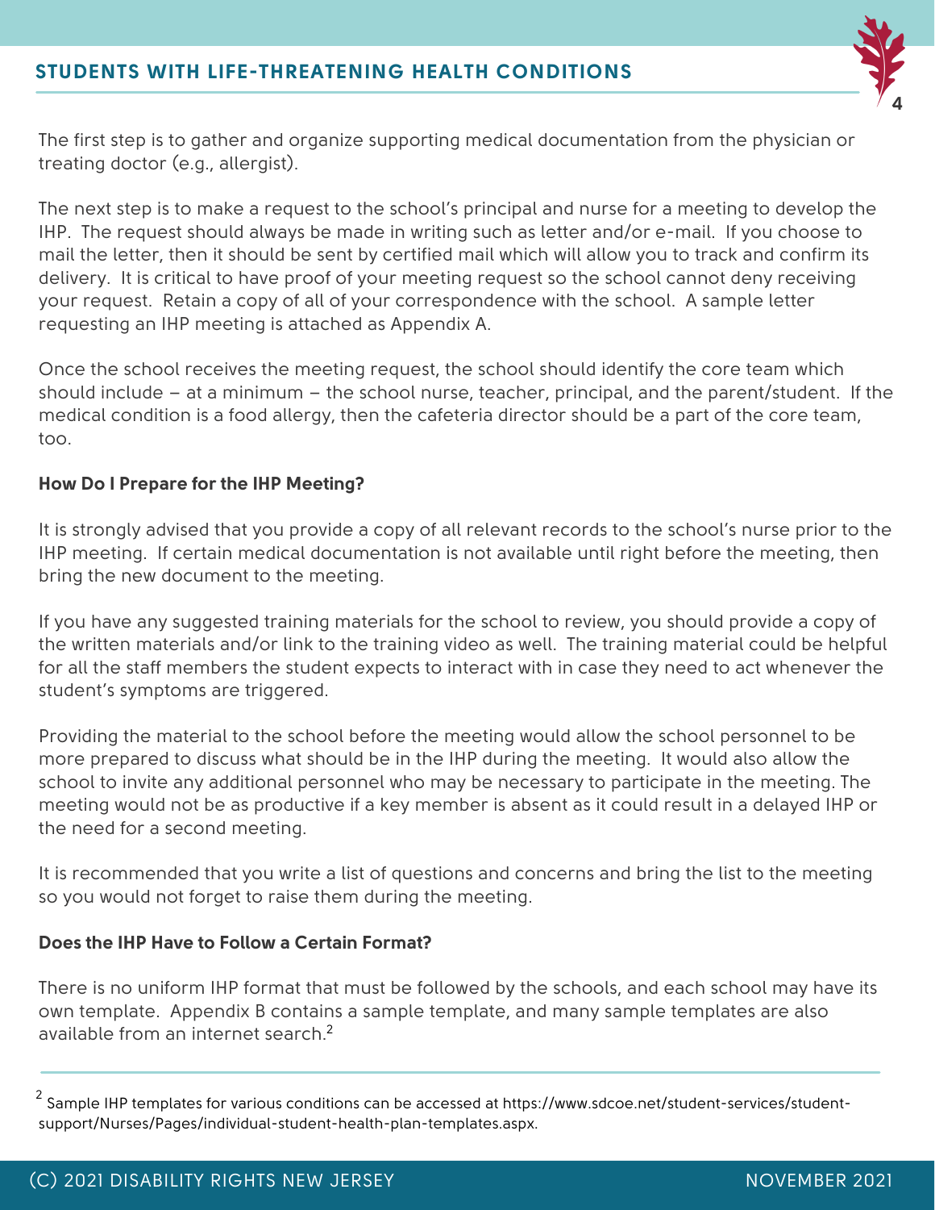The first step is to gather and organize supporting medical documentation from the physician or treating doctor (e.g., allergist).

The next step is to make a request to the school's principal and nurse for a meeting to develop the IHP. The request should always be made in writing such as letter and/or e-mail. If you choose to mail the letter, then it should be sent by certified mail which will allow you to track and confirm its delivery. It is critical to have proof of your meeting request so the school cannot deny receiving your request. Retain a copy of all of your correspondence with the school. A sample letter requesting an IHP meeting is attached as Appendix A.

Once the school receives the meeting request, the school should identify the core team which should include – at a minimum – the school nurse, teacher, principal, and the parent/student. If the medical condition is a food allergy, then the cafeteria director should be a part of the core team, too.

**How Do I Prepare for the IHP Meeting?**

It is strongly advised that you provide a copy of all relevant records to the school's nurse prior to the IHP meeting. If certain medical documentation is not available until right before the meeting, then bring the new document to the meeting.

If you have any suggested training materials for the school to review, you should provide a copy of the written materials and/or link to the training video as well. The training material could be helpful for all the staff members the student expects to interact with in case they need to act whenever the student's symptoms are triggered.

Providing the material to the school before the meeting would allow the school personnel to be more prepared to discuss what should be in the IHP during the meeting. It would also allow the school to invite any additional personnel who may be necessary to participate in the meeting. The meeting would not be as productive if a key member is absent as it could result in a delayed IHP or the need for a second meeting.

It is recommended that you write a list of questions and concerns and bring the list to the meeting so you would not forget to raise them during the meeting.

**Does the IHP Have to Follow a Certain Format?**

There is no uniform IHP format that must be followed by the schools, and each school may have its own template. Appendix B contains a sample template, and many sample templates are also available from an internet search.[2]

---

[2] Sample IHP templates for various conditions can be accessed at https://www.sdcoe.net/student-services/student-support/Nurses/Pages/individual-student-health-plan-templates.aspx.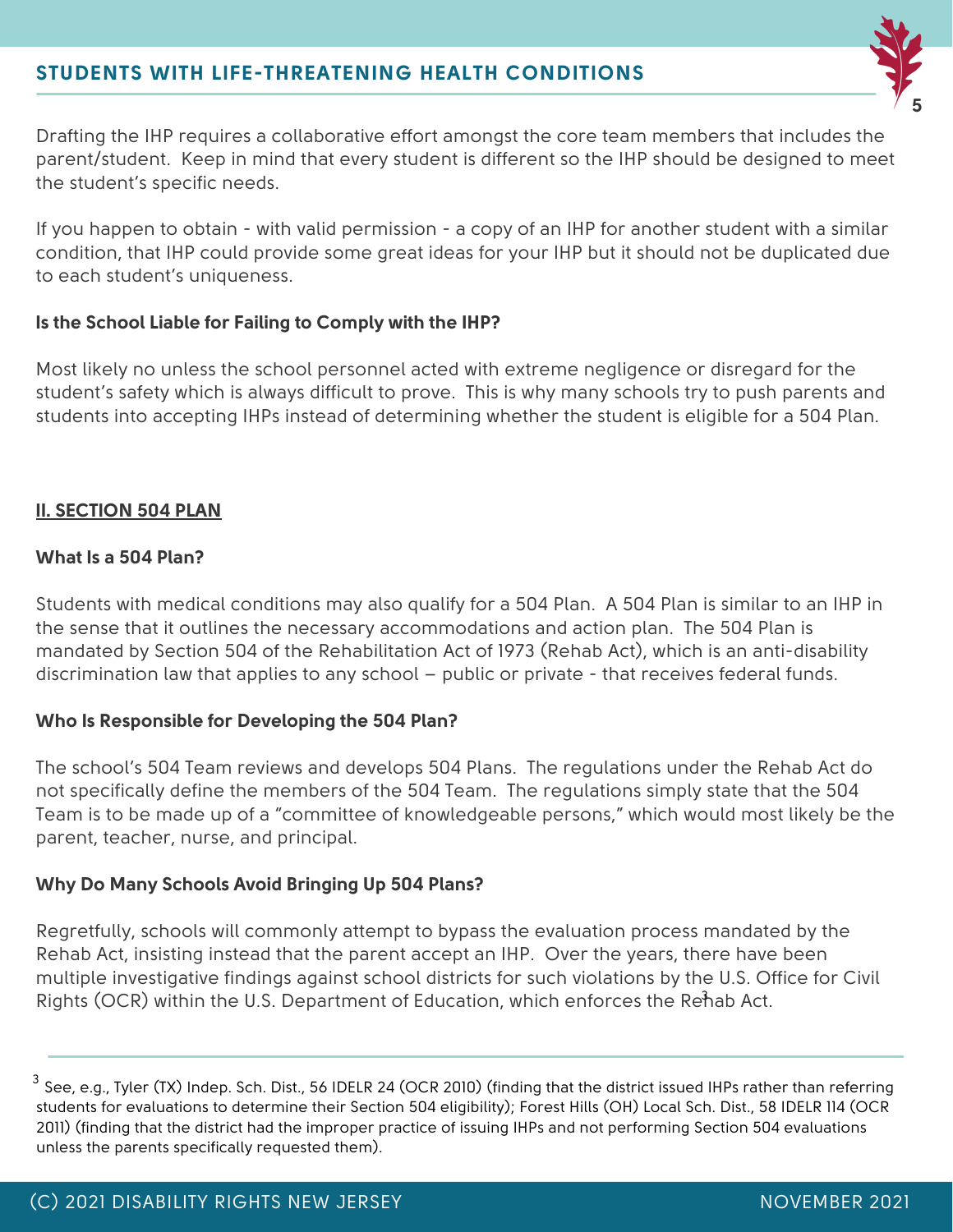Drafting the IHP requires a collaborative effort amongst the core team members that includes the parent/student. Keep in mind that every student is different so the IHP should be designed to meet the student's specific needs.

If you happen to obtain - with valid permission - a copy of an IHP for another student with a similar condition, that IHP could provide some great ideas for your IHP but it should not be duplicated due to each student's uniqueness.

**Is the School Liable for Failing to Comply with the IHP?**

Most likely no unless the school personnel acted with extreme negligence or disregard for the student's safety which is always difficult to prove. This is why many schools try to push parents and students into accepting IHPs instead of determining whether the student is eligible for a 504 Plan.

## II. SECTION 504 PLAN

**What Is a 504 Plan?**

Students with medical conditions may also qualify for a 504 Plan. A 504 Plan is similar to an IHP in the sense that it outlines the necessary accommodations and action plan. The 504 Plan is mandated by Section 504 of the Rehabilitation Act of 1973 (Rehab Act), which is an anti-disability discrimination law that applies to any school – public or private - that receives federal funds.

**Who Is Responsible for Developing the 504 Plan?**

The school's 504 Team reviews and develops 504 Plans. The regulations under the Rehab Act do not specifically define the members of the 504 Team. The regulations simply state that the 504 Team is to be made up of a "committee of knowledgeable persons," which would most likely be the parent, teacher, nurse, and principal.

**Why Do Many Schools Avoid Bringing Up 504 Plans?**

Regretfully, schools will commonly attempt to bypass the evaluation process mandated by the Rehab Act, insisting instead that the parent accept an IHP. Over the years, there have been multiple investigative findings against school districts for such violations by the U.S. Office for Civil Rights (OCR) within the U.S. Department of Education, which enforces the Rehab Act.[3]

[3] See, e.g., Tyler (TX) Indep. Sch. Dist., 56 IDELR 24 (OCR 2010) (finding that the district issued IHPs rather than referring students for evaluations to determine their Section 504 eligibility); Forest Hills (OH) Local Sch. Dist., 58 IDELR 114 (OCR 2011) (finding that the district had the improper practice of issuing IHPs and not performing Section 504 evaluations unless the parents specifically requested them).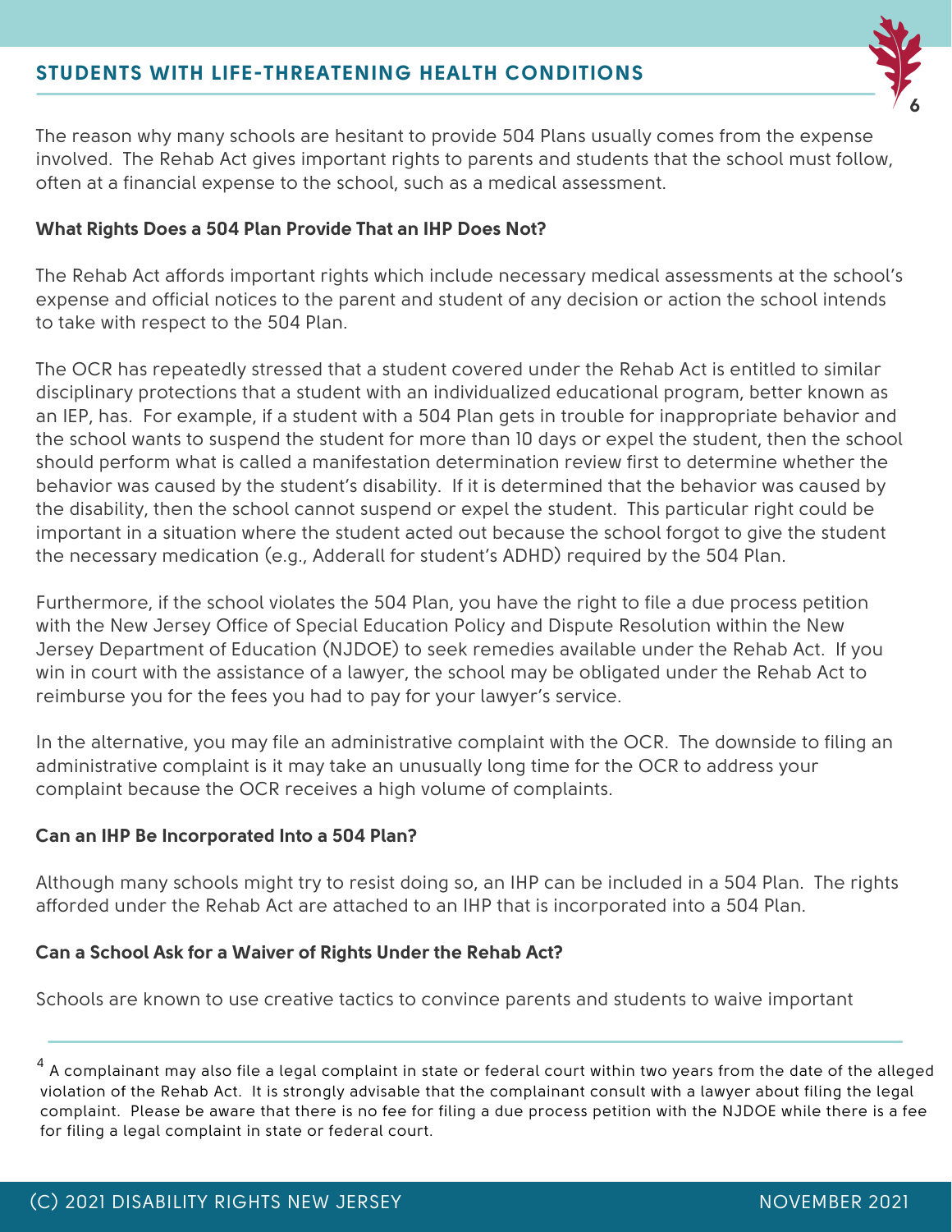The reason why many schools are hesitant to provide 504 Plans usually comes from the expense involved. The Rehab Act gives important rights to parents and students that the school must follow, often at a financial expense to the school, such as a medical assessment.

**What Rights Does a 504 Plan Provide That an IHP Does Not?**

The Rehab Act affords important rights which include necessary medical assessments at the school's expense and official notices to the parent and student of any decision or action the school intends to take with respect to the 504 Plan.

The OCR has repeatedly stressed that a student covered under the Rehab Act is entitled to similar disciplinary protections that a student with an individualized educational program, better known as an IEP, has. For example, if a student with a 504 Plan gets in trouble for inappropriate behavior and the school wants to suspend the student for more than 10 days or expel the student, then the school should perform what is called a manifestation determination review first to determine whether the behavior was caused by the student's disability. If it is determined that the behavior was caused by the disability, then the school cannot suspend or expel the student. This particular right could be important in a situation where the student acted out because the school forgot to give the student the necessary medication (e.g., Adderall for student's ADHD) required by the 504 Plan.

Furthermore, if the school violates the 504 Plan, you have the right to file a due process petition with the New Jersey Office of Special Education Policy and Dispute Resolution within the New Jersey Department of Education (NJDOE) to seek remedies available under the Rehab Act. If you win in court with the assistance of a lawyer, the school may be obligated under the Rehab Act to reimburse you for the fees you had to pay for your lawyer's service.

In the alternative, you may file an administrative complaint with the OCR. The downside to filing an administrative complaint is it may take an unusually long time for the OCR to address your complaint because the OCR receives a high volume of complaints.

**Can an IHP Be Incorporated Into a 504 Plan?**

Although many schools might try to resist doing so, an IHP can be included in a 504 Plan. The rights afforded under the Rehab Act are attached to an IHP that is incorporated into a 504 Plan.

**Can a School Ask for a Waiver of Rights Under the Rehab Act?**

Schools are known to use creative tactics to convince parents and students to waive important

---

[4] A complainant may also file a legal complaint in state or federal court within two years from the date of the alleged violation of the Rehab Act. It is strongly advisable that the complainant consult with a lawyer about filing the legal complaint. Please be aware that there is no fee for filing a due process petition with the NJDOE while there is a fee for filing a legal complaint in state or federal court.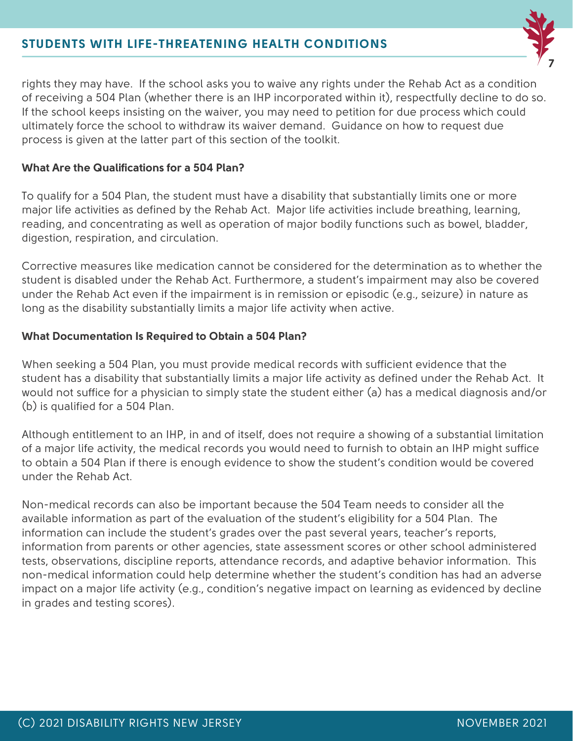rights they may have. If the school asks you to waive any rights under the Rehab Act as a condition of receiving a 504 Plan (whether there is an IHP incorporated within it), respectfully decline to do so. If the school keeps insisting on the waiver, you may need to petition for due process which could ultimately force the school to withdraw its waiver demand. Guidance on how to request due process is given at the latter part of this section of the toolkit.

**What Are the Qualifications for a 504 Plan?**

To qualify for a 504 Plan, the student must have a disability that substantially limits one or more major life activities as defined by the Rehab Act. Major life activities include breathing, learning, reading, and concentrating as well as operation of major bodily functions such as bowel, bladder, digestion, respiration, and circulation.

Corrective measures like medication cannot be considered for the determination as to whether the student is disabled under the Rehab Act. Furthermore, a student's impairment may also be covered under the Rehab Act even if the impairment is in remission or episodic (e.g., seizure) in nature as long as the disability substantially limits a major life activity when active.

**What Documentation Is Required to Obtain a 504 Plan?**

When seeking a 504 Plan, you must provide medical records with sufficient evidence that the student has a disability that substantially limits a major life activity as defined under the Rehab Act. It would not suffice for a physician to simply state the student either (a) has a medical diagnosis and/or (b) is qualified for a 504 Plan.

Although entitlement to an IHP, in and of itself, does not require a showing of a substantial limitation of a major life activity, the medical records you would need to furnish to obtain an IHP might suffice to obtain a 504 Plan if there is enough evidence to show the student's condition would be covered under the Rehab Act.

Non-medical records can also be important because the 504 Team needs to consider all the available information as part of the evaluation of the student's eligibility for a 504 Plan. The information can include the student's grades over the past several years, teacher's reports, information from parents or other agencies, state assessment scores or other school administered tests, observations, discipline reports, attendance records, and adaptive behavior information. This non-medical information could help determine whether the student's condition has had an adverse impact on a major life activity (e.g., condition's negative impact on learning as evidenced by decline in grades and testing scores).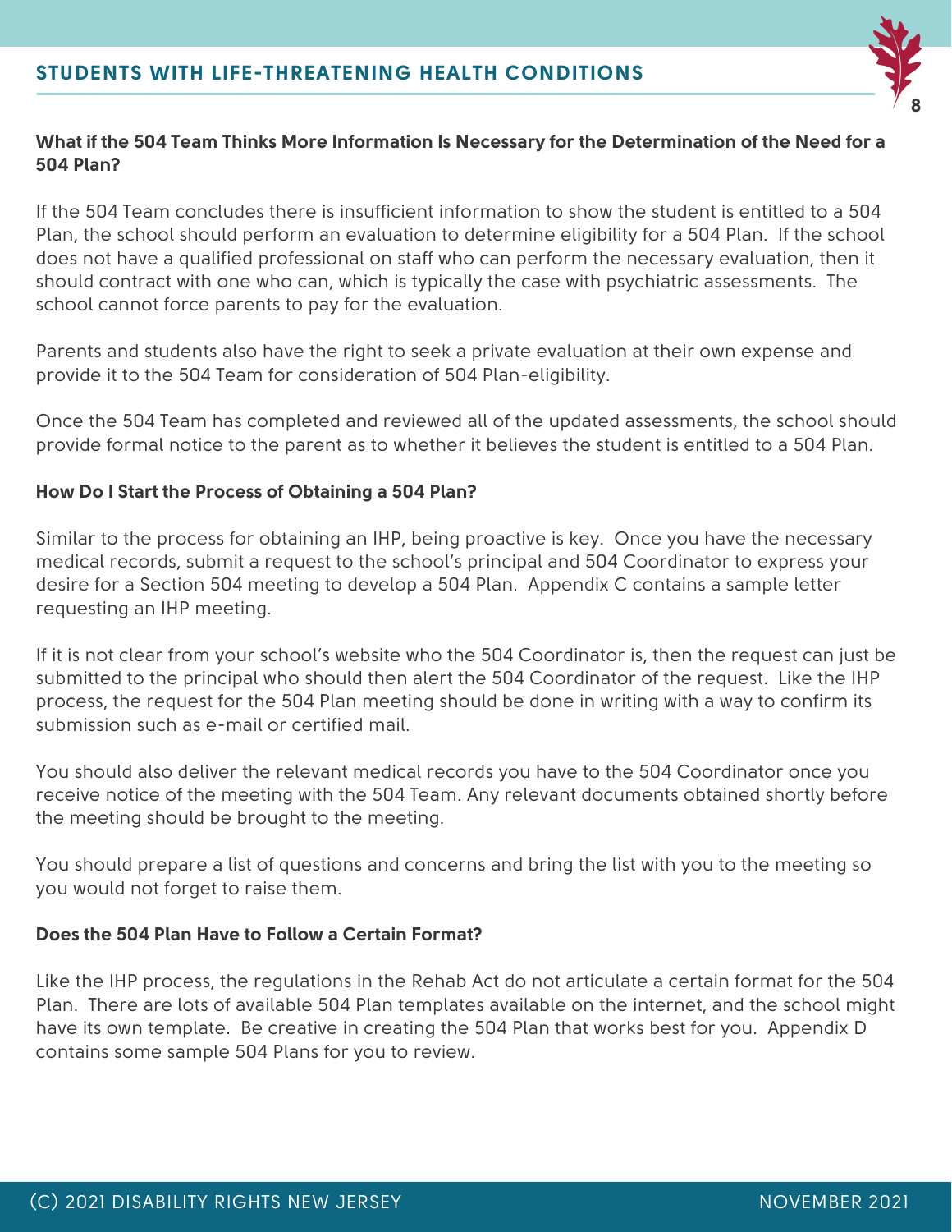### What if the 504 Team Thinks More Information Is Necessary for the Determination of the Need for a 504 Plan?

If the 504 Team concludes there is insufficient information to show the student is entitled to a 504 Plan, the school should perform an evaluation to determine eligibility for a 504 Plan. If the school does not have a qualified professional on staff who can perform the necessary evaluation, then it should contract with one who can, which is typically the case with psychiatric assessments. The school cannot force parents to pay for the evaluation.

Parents and students also have the right to seek a private evaluation at their own expense and provide it to the 504 Team for consideration of 504 Plan-eligibility.

Once the 504 Team has completed and reviewed all of the updated assessments, the school should provide formal notice to the parent as to whether it believes the student is entitled to a 504 Plan.

### How Do I Start the Process of Obtaining a 504 Plan?

Similar to the process for obtaining an IHP, being proactive is key. Once you have the necessary medical records, submit a request to the school's principal and 504 Coordinator to express your desire for a Section 504 meeting to develop a 504 Plan. Appendix C contains a sample letter requesting an IHP meeting.

If it is not clear from your school's website who the 504 Coordinator is, then the request can just be submitted to the principal who should then alert the 504 Coordinator of the request. Like the IHP process, the request for the 504 Plan meeting should be done in writing with a way to confirm its submission such as e-mail or certified mail.

You should also deliver the relevant medical records you have to the 504 Coordinator once you receive notice of the meeting with the 504 Team. Any relevant documents obtained shortly before the meeting should be brought to the meeting.

You should prepare a list of questions and concerns and bring the list with you to the meeting so you would not forget to raise them.

### Does the 504 Plan Have to Follow a Certain Format?

Like the IHP process, the regulations in the Rehab Act do not articulate a certain format for the 504 Plan. There are lots of available 504 Plan templates available on the internet, and the school might have its own template. Be creative in creating the 504 Plan that works best for you. Appendix D contains some sample 504 Plans for you to review.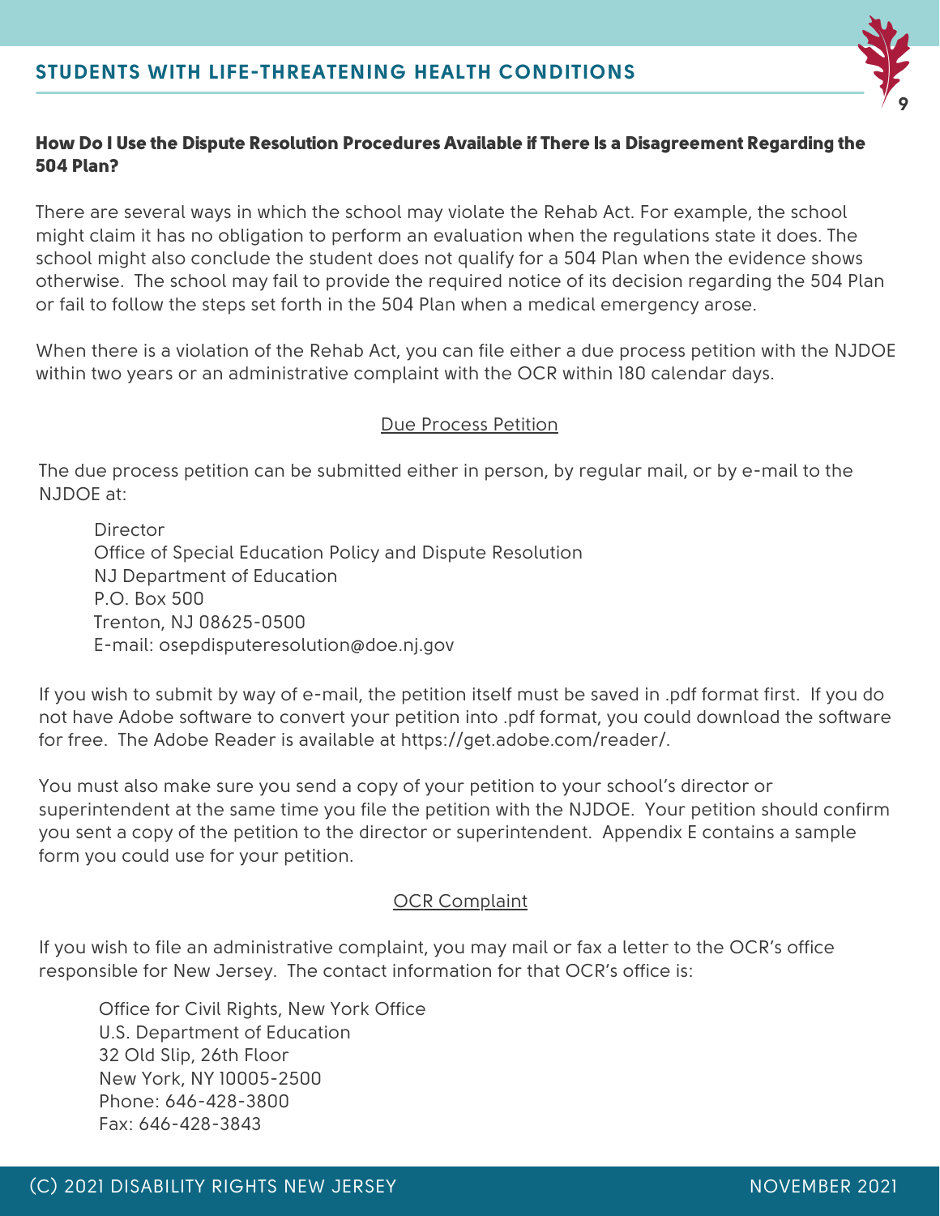### How Do I Use the Dispute Resolution Procedures Available if There Is a Disagreement Regarding the 504 Plan?

There are several ways in which the school may violate the Rehab Act. For example, the school might claim it has no obligation to perform an evaluation when the regulations state it does. The school might also conclude the student does not qualify for a 504 Plan when the evidence shows otherwise. The school may fail to provide the required notice of its decision regarding the 504 Plan or fail to follow the steps set forth in the 504 Plan when a medical emergency arose.

When there is a violation of the Rehab Act, you can file either a due process petition with the NJDOE within two years or an administrative complaint with the OCR within 180 calendar days.

#### Due Process Petition

The due process petition can be submitted either in person, by regular mail, or by e-mail to the NJDOE at:

> Director
> Office of Special Education Policy and Dispute Resolution
> NJ Department of Education
> P.O. Box 500
> Trenton, NJ 08625-0500
> E-mail: osepdisputeresolution@doe.nj.gov

If you wish to submit by way of e-mail, the petition itself must be saved in .pdf format first. If you do not have Adobe software to convert your petition into .pdf format, you could download the software for free. The Adobe Reader is available at https://get.adobe.com/reader/.

You must also make sure you send a copy of your petition to your school's director or superintendent at the same time you file the petition with the NJDOE. Your petition should confirm you sent a copy of the petition to the director or superintendent. Appendix E contains a sample form you could use for your petition.

#### OCR Complaint

If you wish to file an administrative complaint, you may mail or fax a letter to the OCR's office responsible for New Jersey. The contact information for that OCR's office is:

> Office for Civil Rights, New York Office
> U.S. Department of Education
> 32 Old Slip, 26th Floor
> New York, NY 10005-2500
> Phone: 646-428-3800
> Fax: 646-428-3843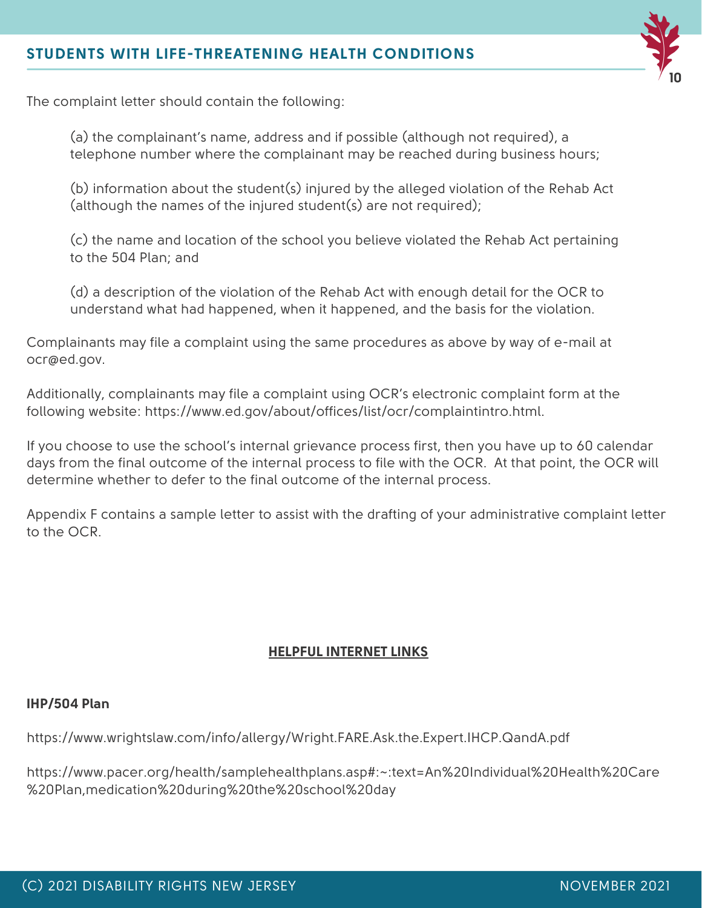The complaint letter should contain the following:

> (a) the complainant's name, address and if possible (although not required), a telephone number where the complainant may be reached during business hours;
>
> (b) information about the student(s) injured by the alleged violation of the Rehab Act (although the names of the injured student(s) are not required);
>
> (c) the name and location of the school you believe violated the Rehab Act pertaining to the 504 Plan; and
>
> (d) a description of the violation of the Rehab Act with enough detail for the OCR to understand what had happened, when it happened, and the basis for the violation.

Complainants may file a complaint using the same procedures as above by way of e-mail at ocr@ed.gov.

Additionally, complainants may file a complaint using OCR's electronic complaint form at the following website: https://www.ed.gov/about/offices/list/ocr/complaintintro.html.

If you choose to use the school's internal grievance process first, then you have up to 60 calendar days from the final outcome of the internal process to file with the OCR. At that point, the OCR will determine whether to defer to the final outcome of the internal process.

Appendix F contains a sample letter to assist with the drafting of your administrative complaint letter to the OCR.

## HELPFUL INTERNET LINKS

**IHP/504 Plan**

https://www.wrightslaw.com/info/allergy/Wright.FARE.Ask.the.Expert.IHCP.QandA.pdf

https://www.pacer.org/health/samplehealthplans.asp#:~:text=An%20Individual%20Health%20Care%20Plan,medication%20during%20the%20school%20day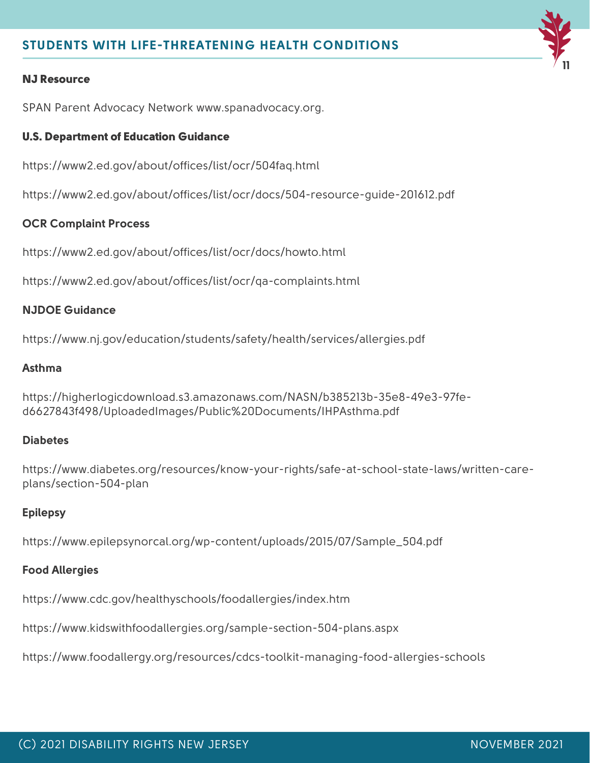**NJ Resource**

SPAN Parent Advocacy Network www.spanadvocacy.org.

**U.S. Department of Education Guidance**

https://www2.ed.gov/about/offices/list/ocr/504faq.html

https://www2.ed.gov/about/offices/list/ocr/docs/504-resource-guide-201612.pdf

**OCR Complaint Process**

https://www2.ed.gov/about/offices/list/ocr/docs/howto.html

https://www2.ed.gov/about/offices/list/ocr/qa-complaints.html

**NJDOE Guidance**

https://www.nj.gov/education/students/safety/health/services/allergies.pdf

**Asthma**

https://higherlogicdownload.s3.amazonaws.com/NASN/b385213b-35e8-49e3-97fe-d6627843f498/UploadedImages/Public%20Documents/IHPAsthma.pdf

**Diabetes**

https://www.diabetes.org/resources/know-your-rights/safe-at-school-state-laws/written-care-plans/section-504-plan

**Epilepsy**

https://www.epilepsynorcal.org/wp-content/uploads/2015/07/Sample_504.pdf

**Food Allergies**

https://www.cdc.gov/healthyschools/foodallergies/index.htm

https://www.kidswithfoodallergies.org/sample-section-504-plans.aspx

https://www.foodallergy.org/resources/cdcs-toolkit-managing-food-allergies-schools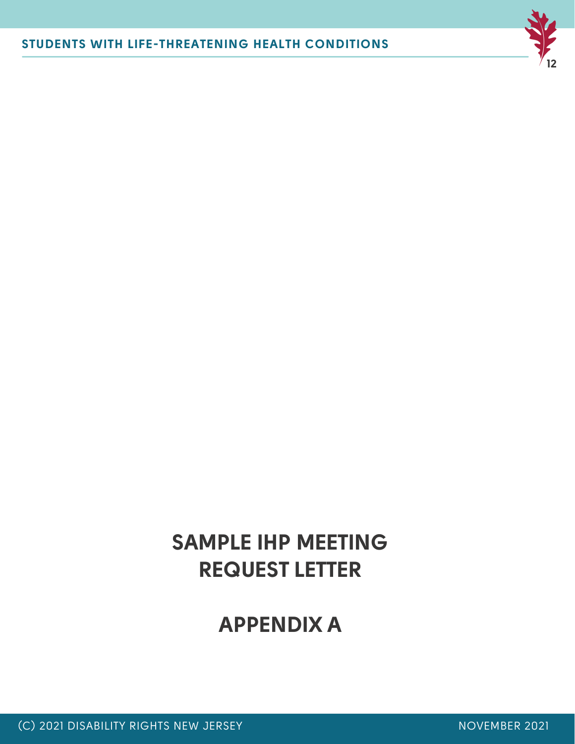# SAMPLE IHP MEETING REQUEST LETTER

# APPENDIX A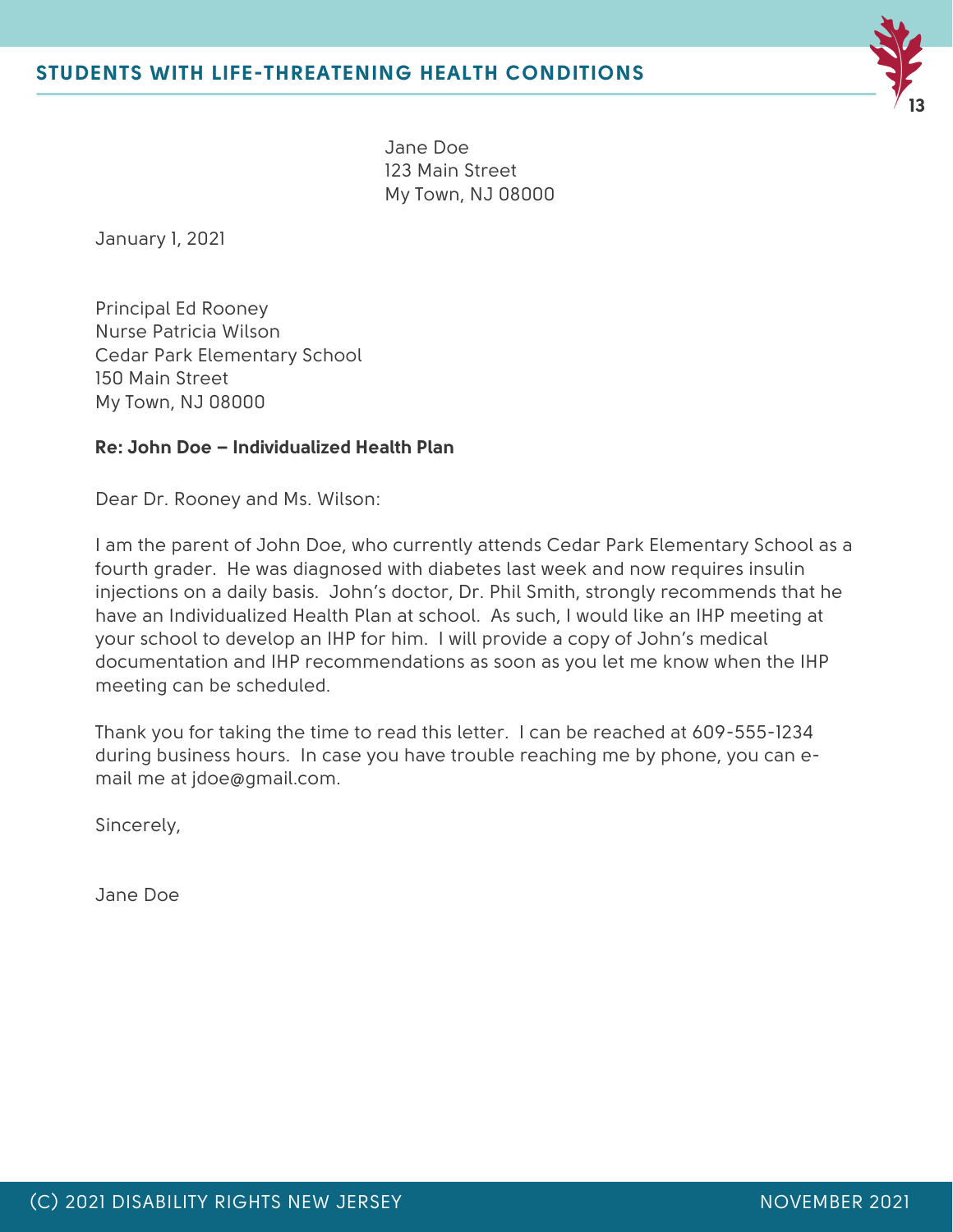Jane Doe
123 Main Street
My Town, NJ 08000

January 1, 2021

Principal Ed Rooney
Nurse Patricia Wilson
Cedar Park Elementary School
150 Main Street
My Town, NJ 08000

**Re: John Doe – Individualized Health Plan**

Dear Dr. Rooney and Ms. Wilson:

I am the parent of John Doe, who currently attends Cedar Park Elementary School as a fourth grader. He was diagnosed with diabetes last week and now requires insulin injections on a daily basis. John's doctor, Dr. Phil Smith, strongly recommends that he have an Individualized Health Plan at school. As such, I would like an IHP meeting at your school to develop an IHP for him. I will provide a copy of John's medical documentation and IHP recommendations as soon as you let me know when the IHP meeting can be scheduled.

Thank you for taking the time to read this letter. I can be reached at 609-555-1234 during business hours. In case you have trouble reaching me by phone, you can e-mail me at jdoe@gmail.com.

Sincerely,

Jane Doe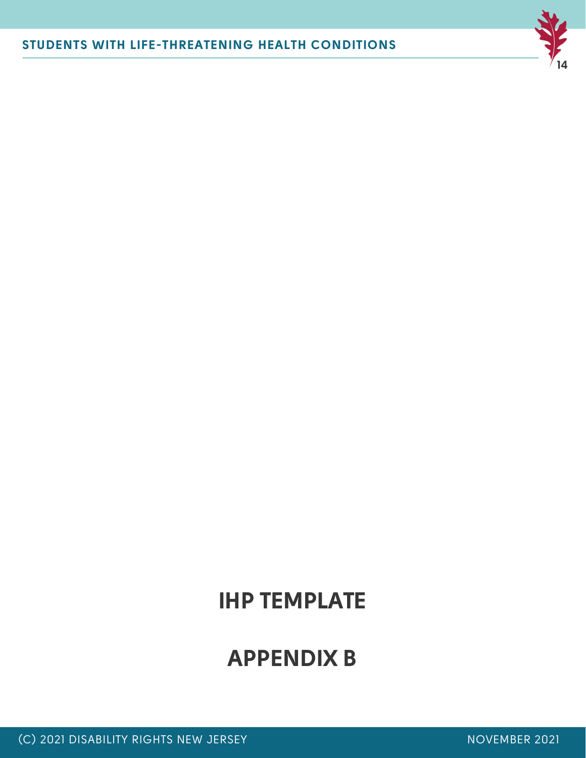# IHP TEMPLATE

# APPENDIX B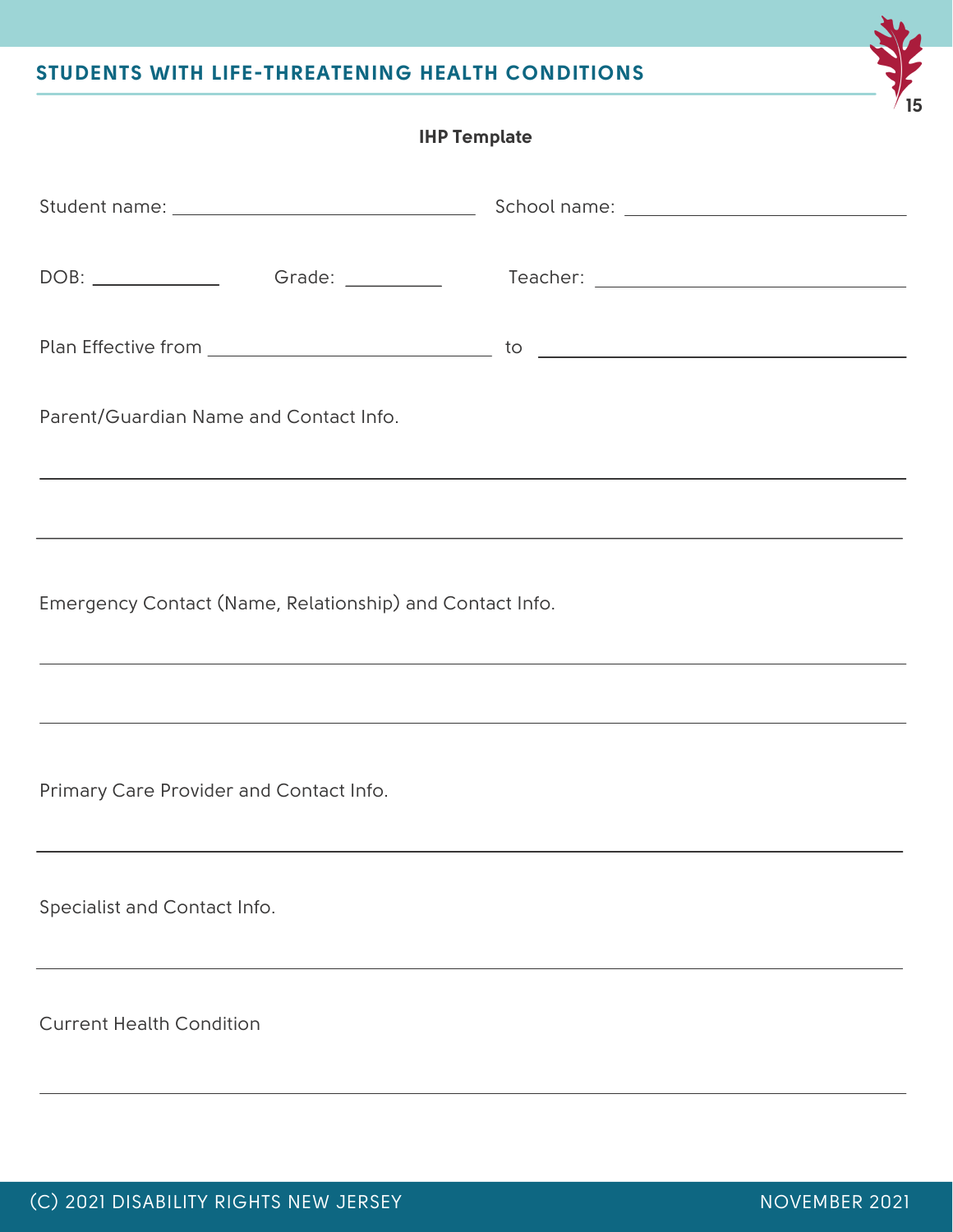**IHP Template**

Student name: ______________________ School name: ______________________

DOB: __________ Grade: ________ Teacher: ______________________

Plan Effective from ______________________ to ______________________

Parent/Guardian Name and Contact Info.

______________________________________________________________________

______________________________________________________________________

Emergency Contact (Name, Relationship) and Contact Info.

______________________________________________________________________

______________________________________________________________________

Primary Care Provider and Contact Info.

______________________________________________________________________

Specialist and Contact Info.

______________________________________________________________________

Current Health Condition

______________________________________________________________________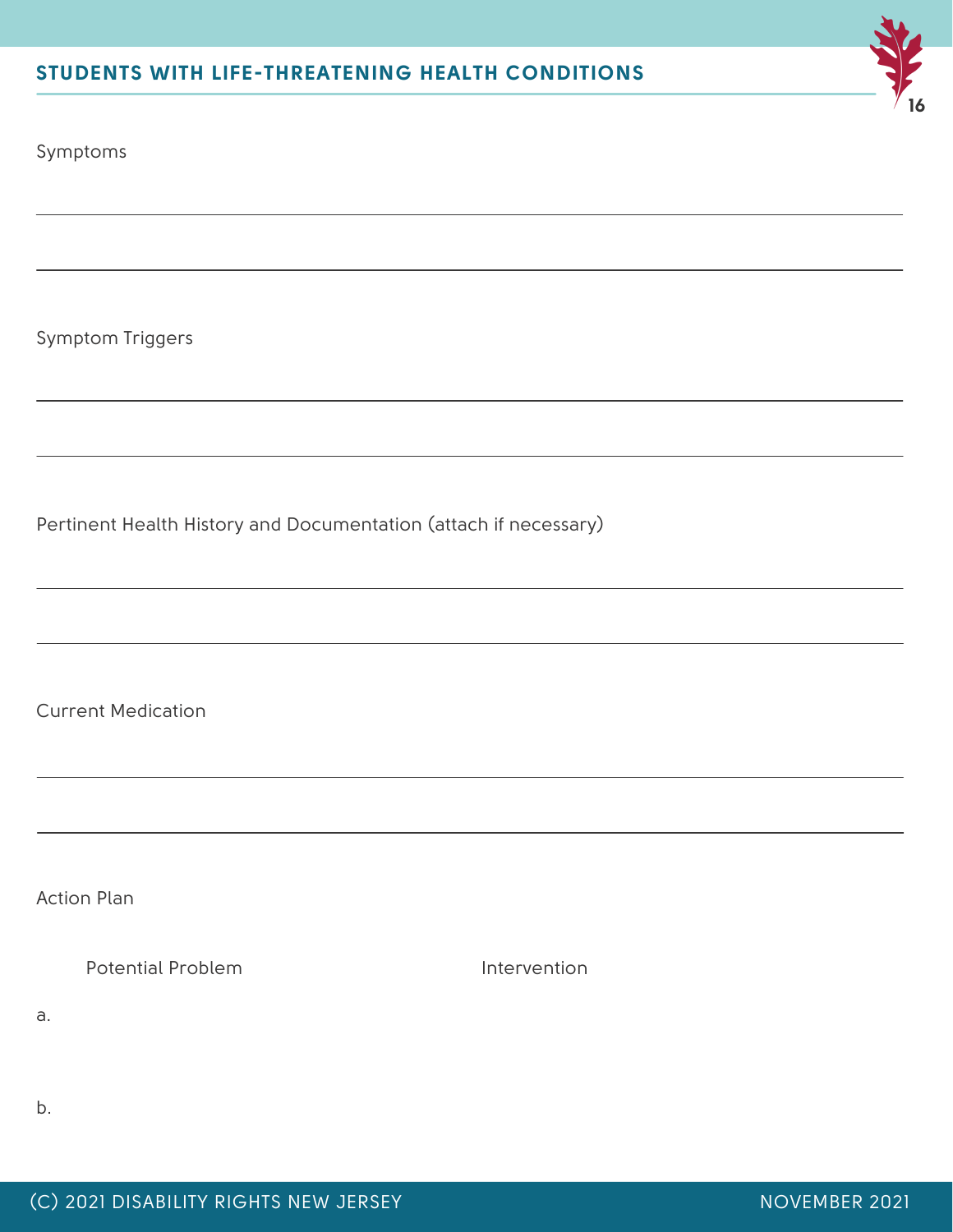Symptoms

Symptom Triggers

Pertinent Health History and Documentation (attach if necessary)

Current Medication

Action Plan

| | Potential Problem | Intervention |
|---|---|---|
| a. | | |
| b. | | |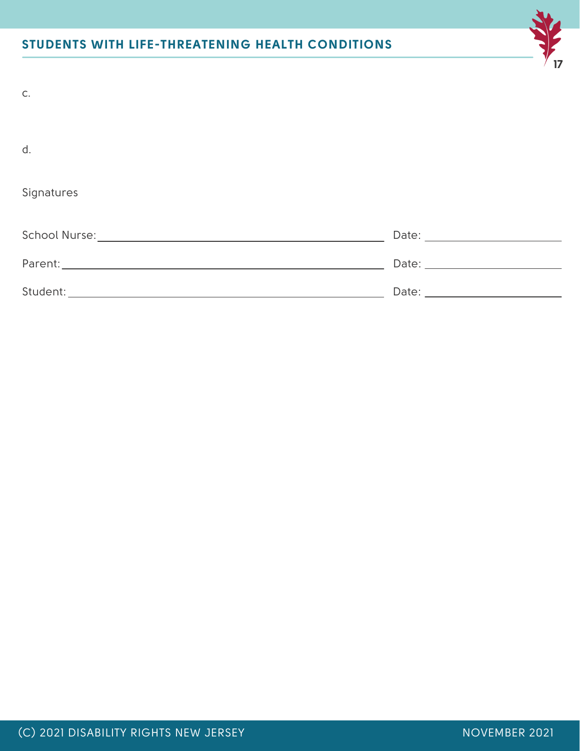c.

d.

Signatures

School Nurse: ______________________________ Date: ______________

Parent: ______________________________ Date: ______________

Student: ______________________________ Date: ______________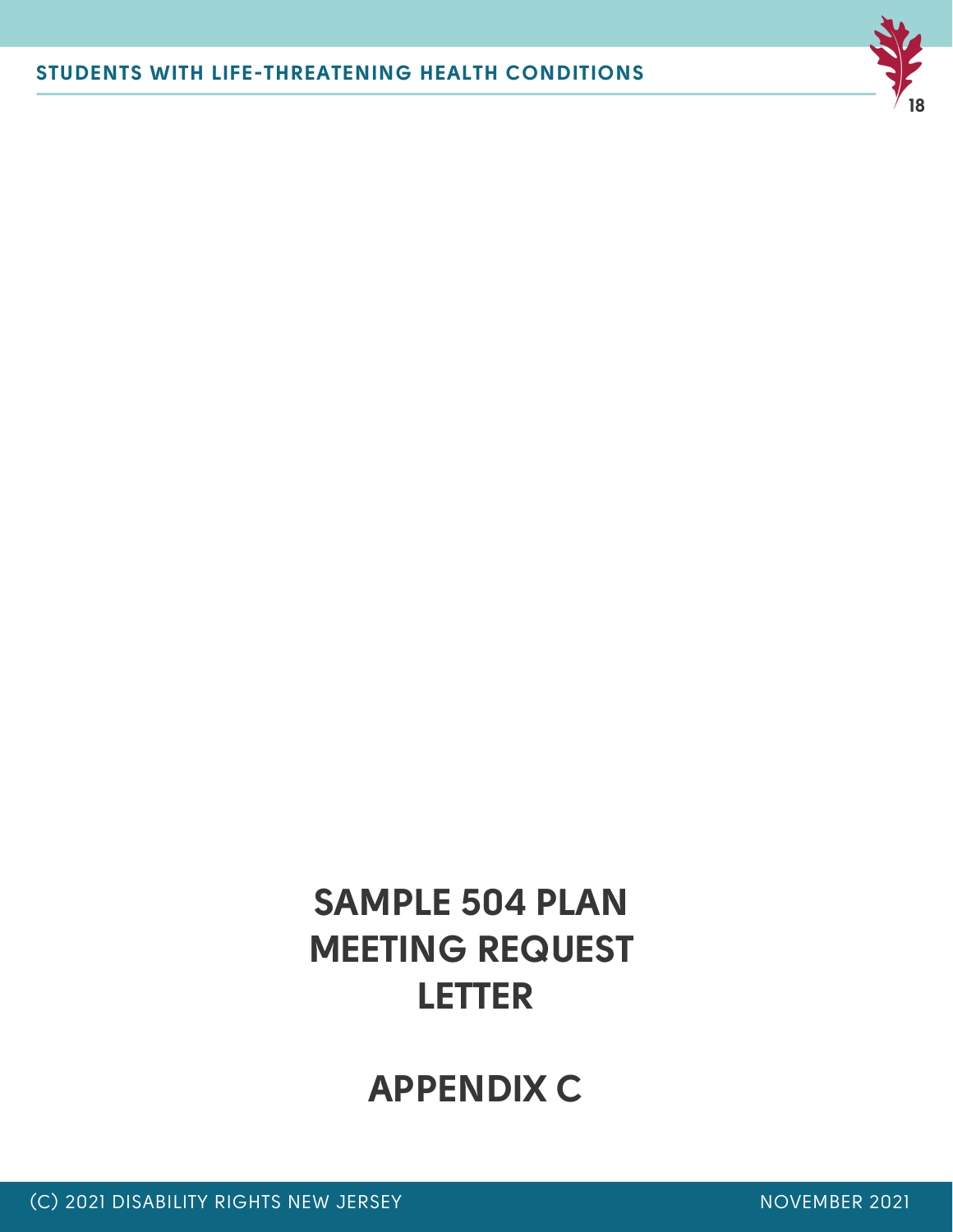# SAMPLE 504 PLAN MEETING REQUEST LETTER

# APPENDIX C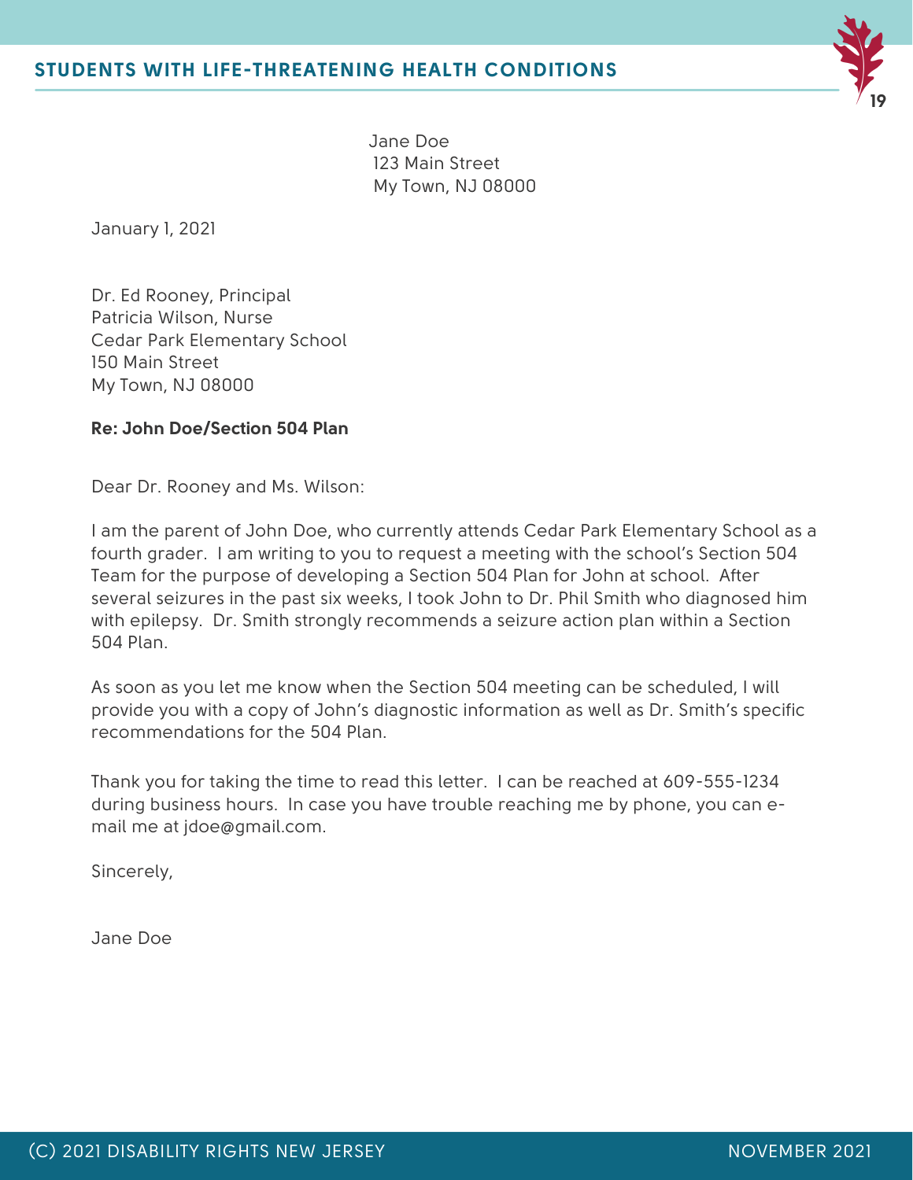Jane Doe
123 Main Street
My Town, NJ 08000

January 1, 2021

Dr. Ed Rooney, Principal
Patricia Wilson, Nurse
Cedar Park Elementary School
150 Main Street
My Town, NJ 08000

**Re: John Doe/Section 504 Plan**

Dear Dr. Rooney and Ms. Wilson:

I am the parent of John Doe, who currently attends Cedar Park Elementary School as a fourth grader. I am writing to you to request a meeting with the school's Section 504 Team for the purpose of developing a Section 504 Plan for John at school. After several seizures in the past six weeks, I took John to Dr. Phil Smith who diagnosed him with epilepsy. Dr. Smith strongly recommends a seizure action plan within a Section 504 Plan.

As soon as you let me know when the Section 504 meeting can be scheduled, I will provide you with a copy of John's diagnostic information as well as Dr. Smith's specific recommendations for the 504 Plan.

Thank you for taking the time to read this letter. I can be reached at 609-555-1234 during business hours. In case you have trouble reaching me by phone, you can e-mail me at jdoe@gmail.com.

Sincerely,

Jane Doe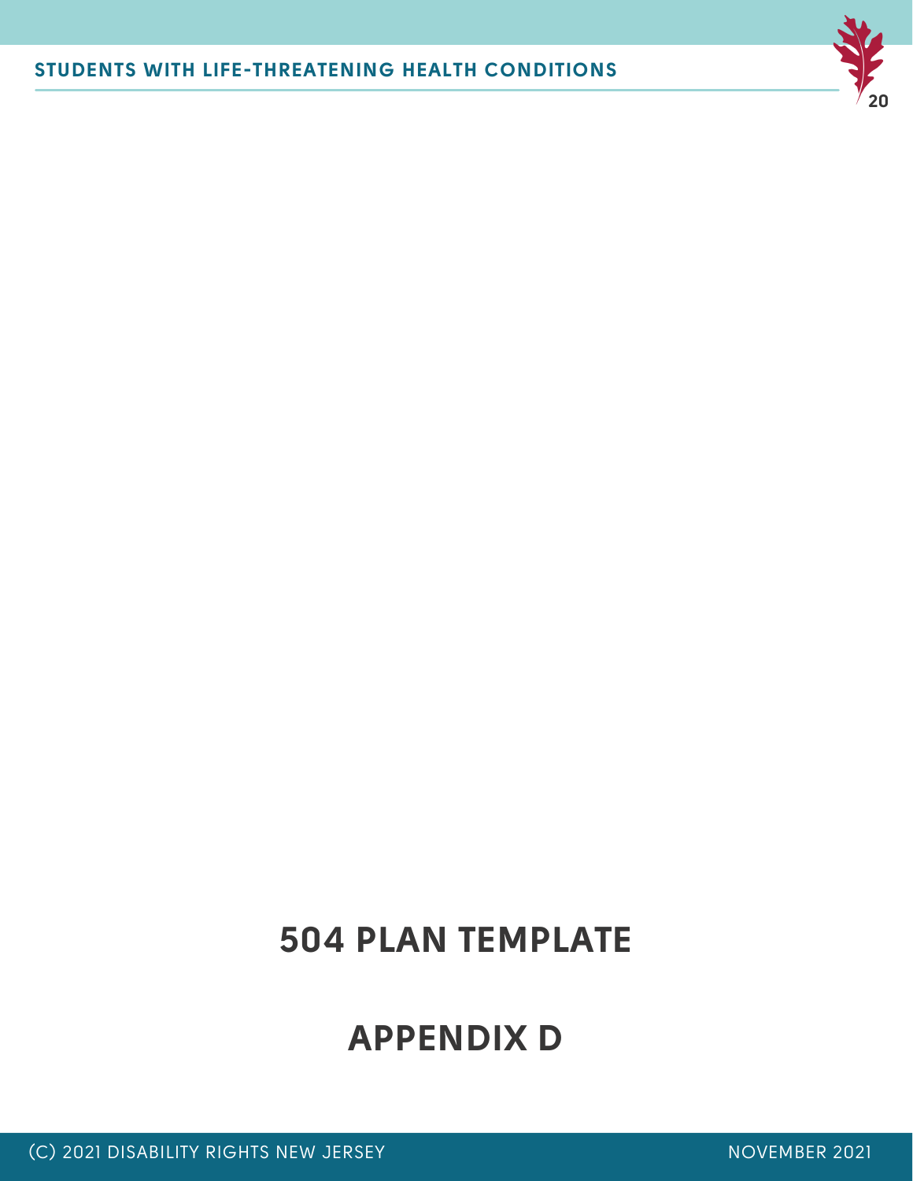# 504 PLAN TEMPLATE

# APPENDIX D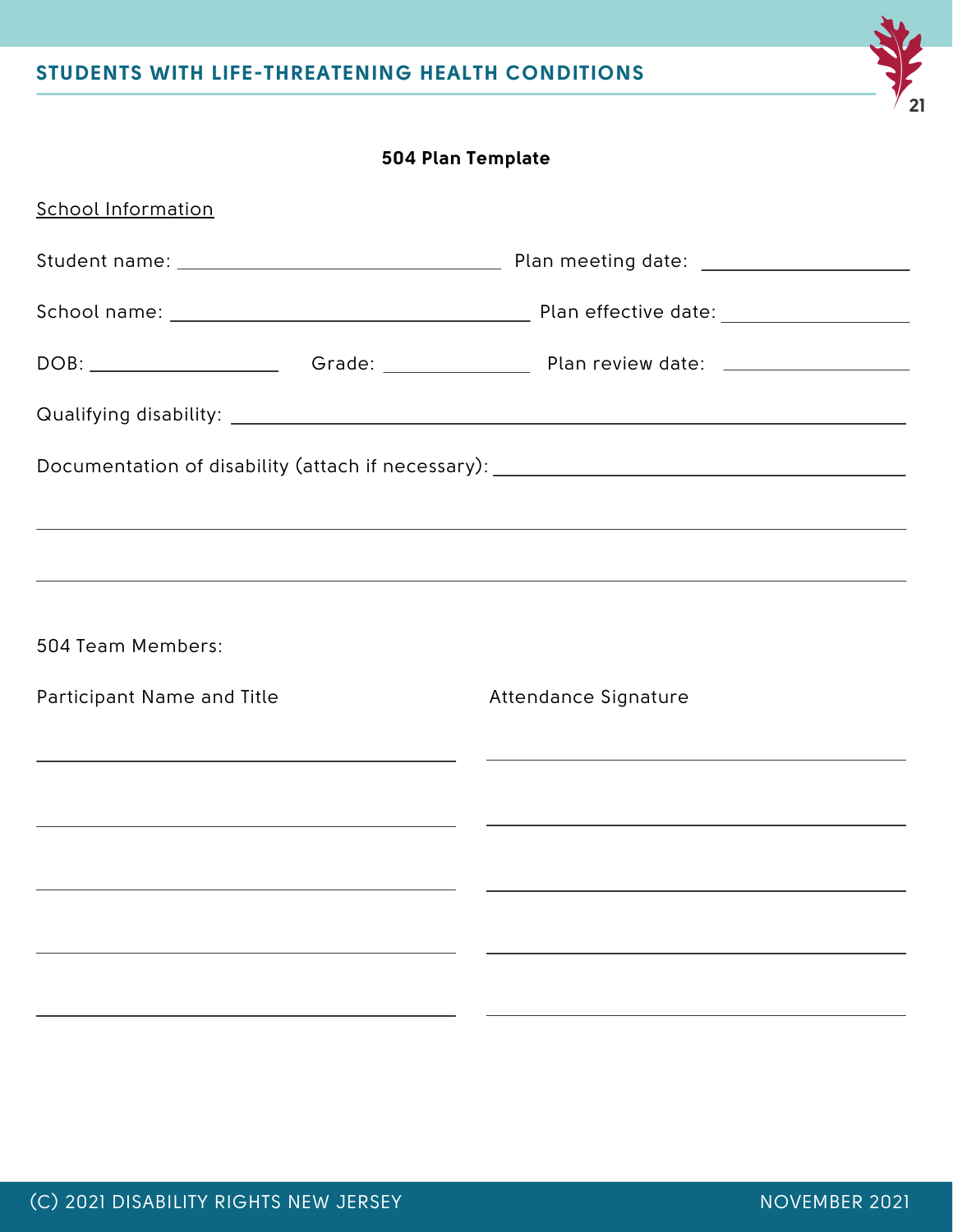## 504 Plan Template

<u>School Information</u>

Student name: ________________________ Plan meeting date: ________________

School name: ________________________ Plan effective date: ________________

DOB: ______________ Grade: ____________ Plan review date: ________________

Qualifying disability: ____________________________________________________

Documentation of disability (attach if necessary): ____________________________

______________________________________________________________________

______________________________________________________________________

504 Team Members:

| Participant Name and Title | Attendance Signature |
|---|---|
| | |
| | |
| | |
| | |
| | |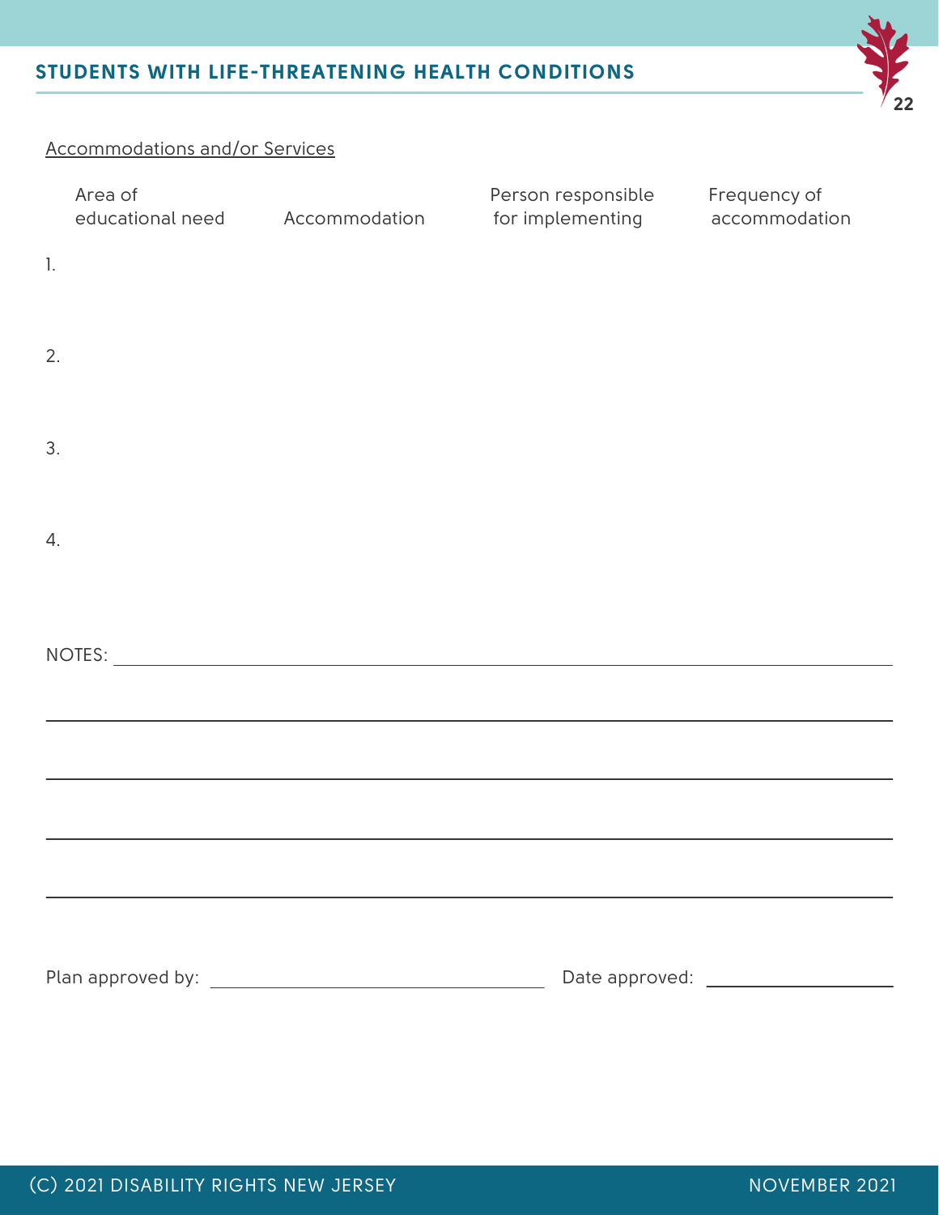Accommodations and/or Services

| | Area of educational need | Accommodation | Person responsible for implementing | Frequency of accommodation |
| --- | --- | --- | --- | --- |
| 1. | | | | |
| 2. | | | | |
| 3. | | | | |
| 4. | | | | |

NOTES: ____________________________________________

____________________________________________

____________________________________________

____________________________________________

____________________________________________

Plan approved by: ______________________ Date approved: ______________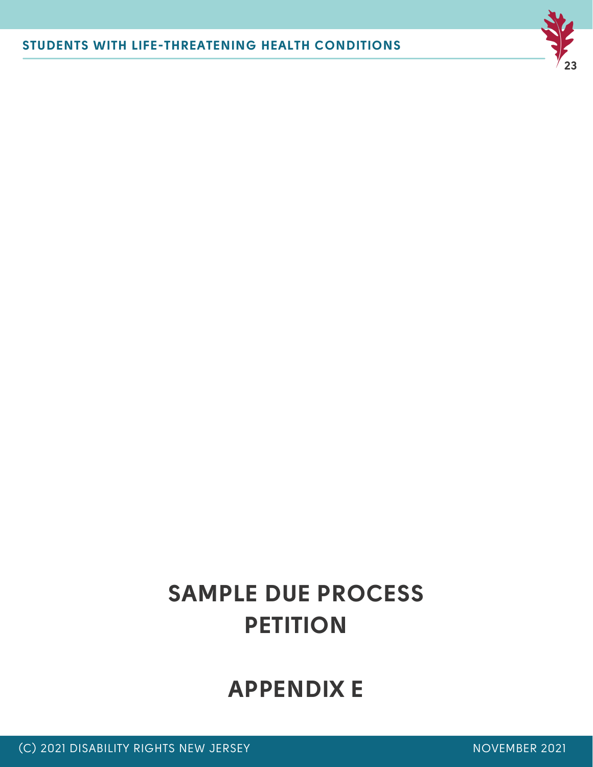# SAMPLE DUE PROCESS PETITION

# APPENDIX E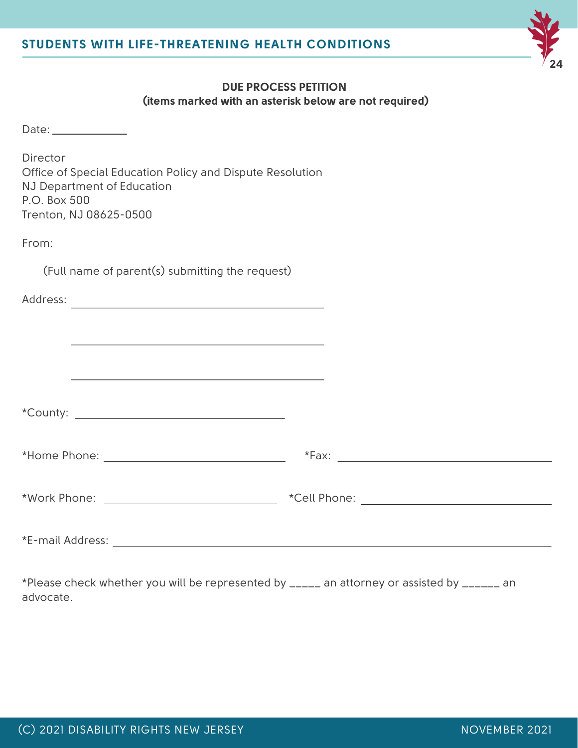**DUE PROCESS PETITION**
**(items marked with an asterisk below are not required)**

Date: ____________

Director
Office of Special Education Policy and Dispute Resolution
NJ Department of Education
P.O. Box 500
Trenton, NJ 08625-0500

From:

(Full name of parent(s) submitting the request)

Address: ______________________________________

______________________________________

______________________________________

*County: ________________________________

*Home Phone: ____________________________ *Fax: ________________________________

*Work Phone: ____________________________ *Cell Phone: ____________________________

*E-mail Address: ____________________________________________________________

*Please check whether you will be represented by _____ an attorney or assisted by ______ an advocate.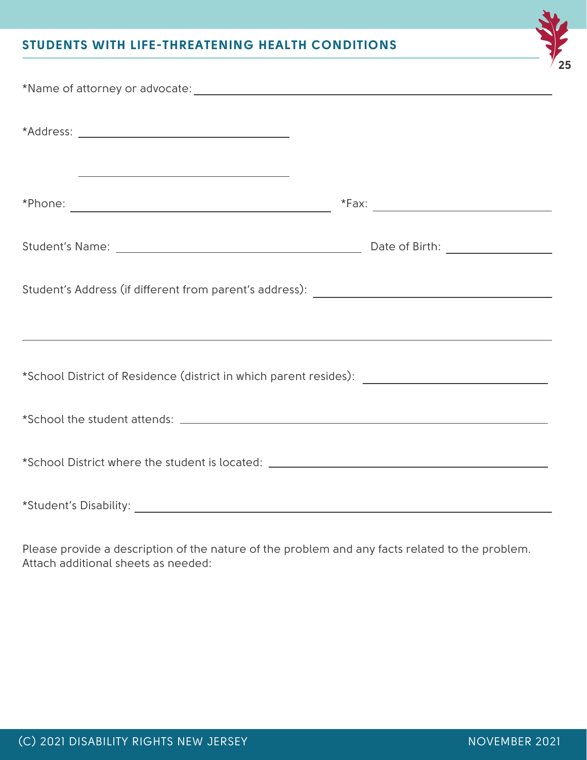*Name of attorney or advocate: ______________________________

*Address: ______________________________

______________________________

*Phone: ______________________________ *Fax: ______________________________

Student's Name: ______________________________ Date of Birth: ______________

Student's Address (if different from parent's address): ______________________________

______________________________

*School District of Residence (district in which parent resides): ______________________________

*School the student attends: ______________________________

*School District where the student is located: ______________________________

*Student's Disability: ______________________________

Please provide a description of the nature of the problem and any facts related to the problem. Attach additional sheets as needed: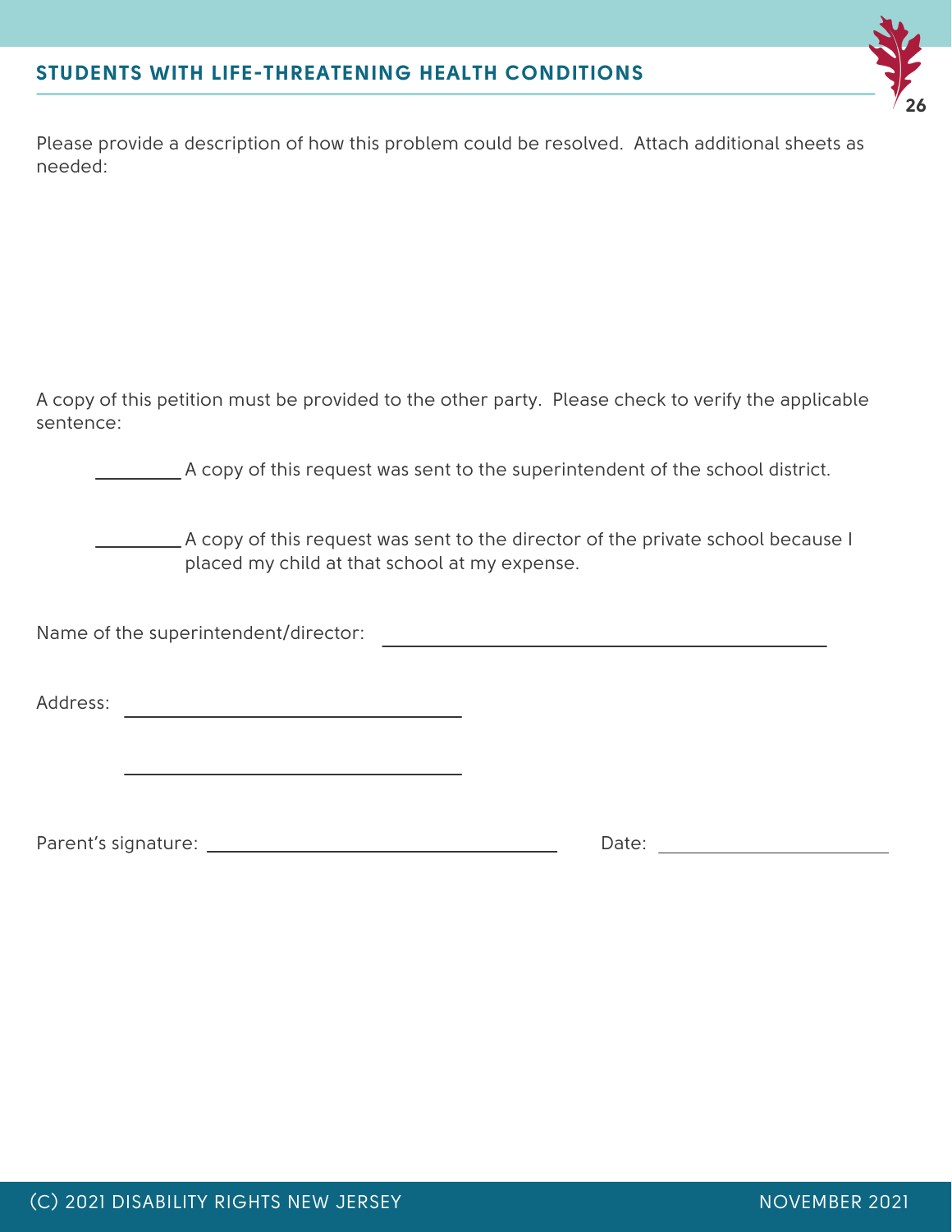Please provide a description of how this problem could be resolved. Attach additional sheets as needed:

A copy of this petition must be provided to the other party. Please check to verify the applicable sentence:

_________ A copy of this request was sent to the superintendent of the school district.

_________ A copy of this request was sent to the director of the private school because I placed my child at that school at my expense.

Name of the superintendent/director: ____________________________________________

Address: ______________________________

______________________________

Parent's signature: ______________________________ Date: ____________________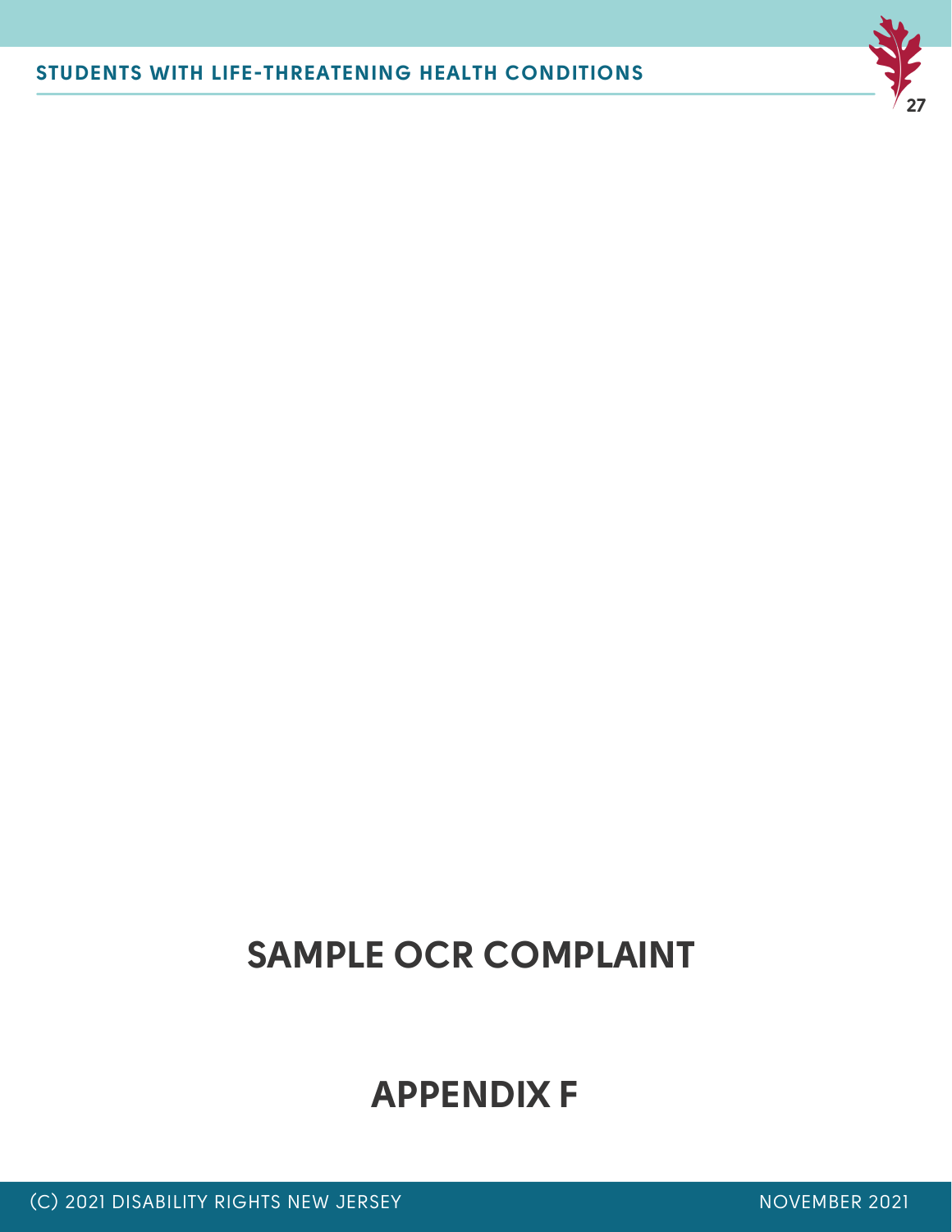# SAMPLE OCR COMPLAINT

# APPENDIX F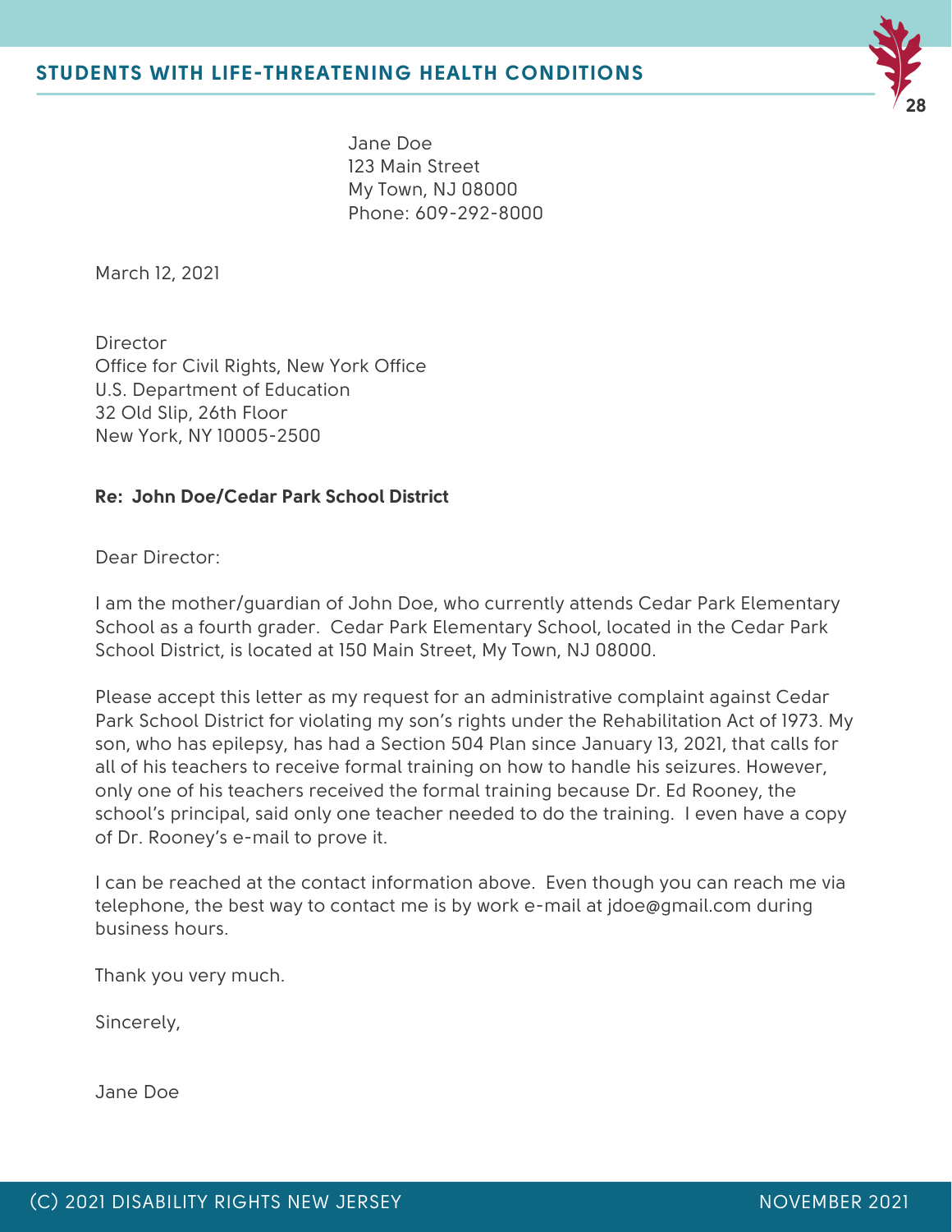Jane Doe
123 Main Street
My Town, NJ 08000
Phone: 609-292-8000

March 12, 2021

Director
Office for Civil Rights, New York Office
U.S. Department of Education
32 Old Slip, 26th Floor
New York, NY 10005-2500

**Re: John Doe/Cedar Park School District**

Dear Director:

I am the mother/guardian of John Doe, who currently attends Cedar Park Elementary School as a fourth grader. Cedar Park Elementary School, located in the Cedar Park School District, is located at 150 Main Street, My Town, NJ 08000.

Please accept this letter as my request for an administrative complaint against Cedar Park School District for violating my son's rights under the Rehabilitation Act of 1973. My son, who has epilepsy, has had a Section 504 Plan since January 13, 2021, that calls for all of his teachers to receive formal training on how to handle his seizures. However, only one of his teachers received the formal training because Dr. Ed Rooney, the school's principal, said only one teacher needed to do the training. I even have a copy of Dr. Rooney's e-mail to prove it.

I can be reached at the contact information above. Even though you can reach me via telephone, the best way to contact me is by work e-mail at jdoe@gmail.com during business hours.

Thank you very much.

Sincerely,

Jane Doe